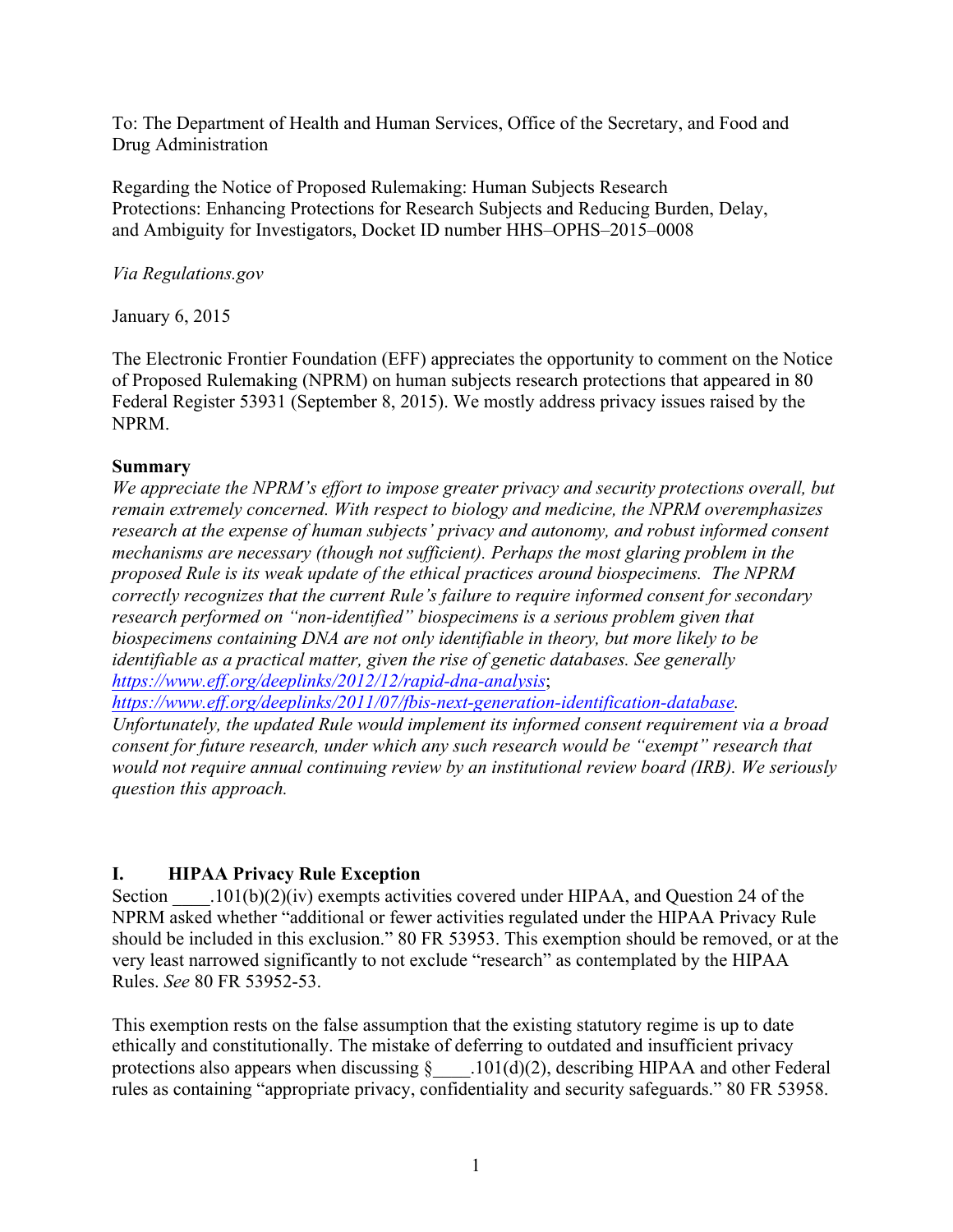To: The Department of Health and Human Services, Office of the Secretary, and Food and Drug Administration

Regarding the Notice of Proposed Rulemaking: Human Subjects Research Protections: Enhancing Protections for Research Subjects and Reducing Burden, Delay, and Ambiguity for Investigators, Docket ID number HHS–OPHS–2015–0008

*Via Regulations.gov*

January 6, 2015

The Electronic Frontier Foundation (EFF) appreciates the opportunity to comment on the Notice of Proposed Rulemaking (NPRM) on human subjects research protections that appeared in 80 Federal Register 53931 (September 8, 2015). We mostly address privacy issues raised by the NPRM.

**Summary**

*We appreciate the NPRM's effort to impose greater privacy and security protections overall, but remain extremely concerned. With respect to biology and medicine, the NPRM overemphasizes research at the expense of human subjects' privacy and autonomy, and robust informed consent mechanisms are necessary (though not sufficient). Perhaps the most glaring problem in the proposed Rule is its weak update of the ethical practices around biospecimens. The NPRM correctly recognizes that the current Rule's failure to require informed consent for secondary research performed on "non-identified" biospecimens is a serious problem given that biospecimens containing DNA are not only identifiable in theory, but more likely to be identifiable as a practical matter, given the rise of genetic databases. See generally [https://www.eff.org/deeplinks/2012/12/rapid-dna-analysis](https://www.eff.org/deeplinks/2012/12/rapid-dna-analysis); [https://www.eff.org/deeplinks/2011/07/fbis-next-generation-identification-database](https://www.eff.org/deeplinks/2011/07/fbis-next-generation-identification-database). Unfortunately, the updated Rule would implement its informed consent requirement via a broad consent for future research, under which any such research would be "exempt" research that would not require annual continuing review by an institutional review board (IRB). We seriously question this approach.*

## I. HIPAA Privacy Rule Exception

Section ____.101(b)(2)(iv) exempts activities covered under HIPAA, and Question 24 of the NPRM asked whether "additional or fewer activities regulated under the HIPAA Privacy Rule should be included in this exclusion." 80 FR 53953. This exemption should be removed, or at the very least narrowed significantly to not exclude "research" as contemplated by the HIPAA Rules. *See* 80 FR 53952-53.

This exemption rests on the false assumption that the existing statutory regime is up to date ethically and constitutionally. The mistake of deferring to outdated and insufficient privacy protections also appears when discussing §____.101(d)(2), describing HIPAA and other Federal rules as containing "appropriate privacy, confidentiality and security safeguards." 80 FR 53958.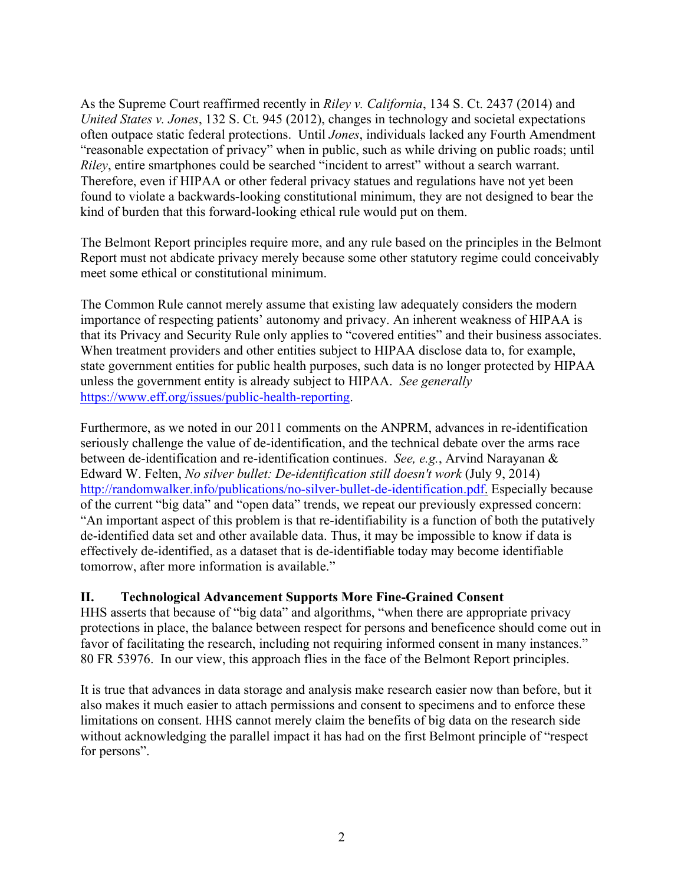As the Supreme Court reaffirmed recently in *Riley v. California*, 134 S. Ct. 2437 (2014) and *United States v. Jones*, 132 S. Ct. 945 (2012), changes in technology and societal expectations often outpace static federal protections. Until *Jones*, individuals lacked any Fourth Amendment "reasonable expectation of privacy" when in public, such as while driving on public roads; until *Riley*, entire smartphones could be searched "incident to arrest" without a search warrant. Therefore, even if HIPAA or other federal privacy statues and regulations have not yet been found to violate a backwards-looking constitutional minimum, they are not designed to bear the kind of burden that this forward-looking ethical rule would put on them.

The Belmont Report principles require more, and any rule based on the principles in the Belmont Report must not abdicate privacy merely because some other statutory regime could conceivably meet some ethical or constitutional minimum.

The Common Rule cannot merely assume that existing law adequately considers the modern importance of respecting patients' autonomy and privacy. An inherent weakness of HIPAA is that its Privacy and Security Rule only applies to "covered entities" and their business associates. When treatment providers and other entities subject to HIPAA disclose data to, for example, state government entities for public health purposes, such data is no longer protected by HIPAA unless the government entity is already subject to HIPAA. *See generally* [https://www.eff.org/issues/public-health-reporting](https://www.eff.org/issues/public-health-reporting).

Furthermore, as we noted in our 2011 comments on the ANPRM, advances in re-identification seriously challenge the value of de-identification, and the technical debate over the arms race between de-identification and re-identification continues. *See, e.g.*, Arvind Narayanan & Edward W. Felten, *No silver bullet: De-identification still doesn't work* (July 9, 2014) [http://randomwalker.info/publications/no-silver-bullet-de-identification.pdf](http://randomwalker.info/publications/no-silver-bullet-de-identification.pdf). Especially because of the current "big data" and "open data" trends, we repeat our previously expressed concern: "An important aspect of this problem is that re-identifiability is a function of both the putatively de-identified data set and other available data. Thus, it may be impossible to know if data is effectively de-identified, as a dataset that is de-identifiable today may become identifiable tomorrow, after more information is available."

## II. Technological Advancement Supports More Fine-Grained Consent

HHS asserts that because of "big data" and algorithms, "when there are appropriate privacy protections in place, the balance between respect for persons and beneficence should come out in favor of facilitating the research, including not requiring informed consent in many instances." 80 FR 53976. In our view, this approach flies in the face of the Belmont Report principles.

It is true that advances in data storage and analysis make research easier now than before, but it also makes it much easier to attach permissions and consent to specimens and to enforce these limitations on consent. HHS cannot merely claim the benefits of big data on the research side without acknowledging the parallel impact it has had on the first Belmont principle of "respect for persons".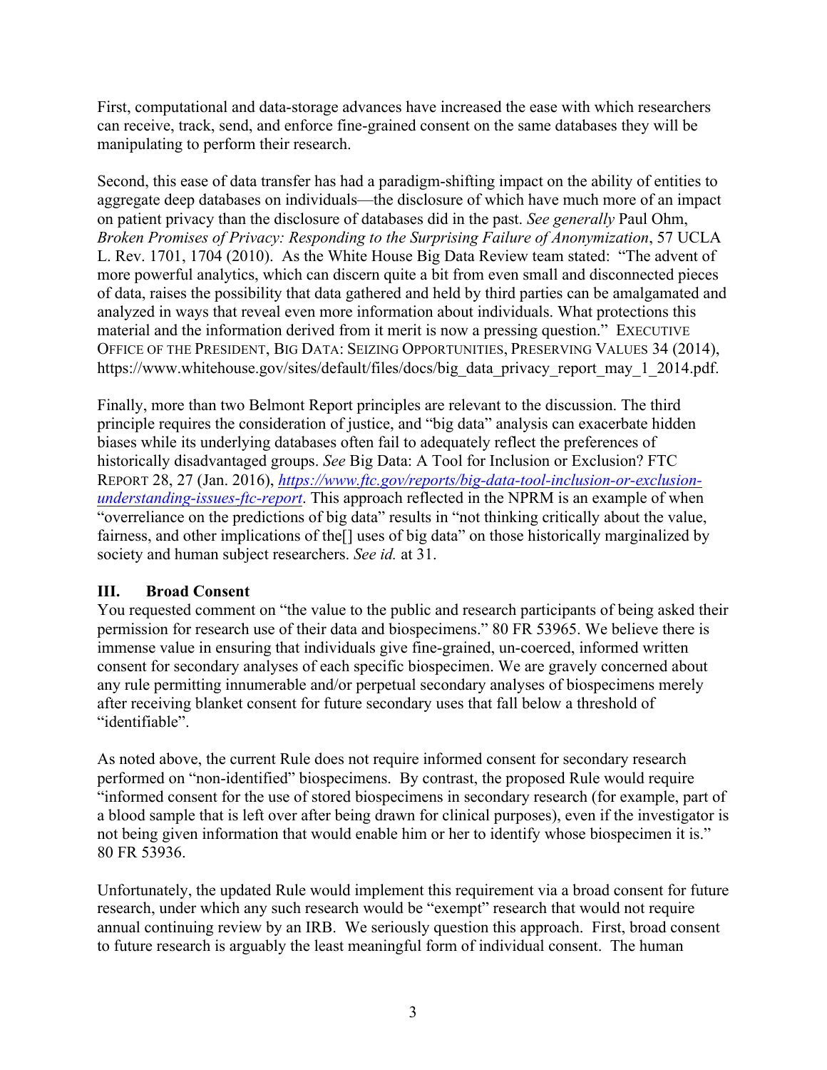First, computational and data-storage advances have increased the ease with which researchers can receive, track, send, and enforce fine-grained consent on the same databases they will be manipulating to perform their research.

Second, this ease of data transfer has had a paradigm-shifting impact on the ability of entities to aggregate deep databases on individuals—the disclosure of which have much more of an impact on patient privacy than the disclosure of databases did in the past. *See generally* Paul Ohm, *Broken Promises of Privacy: Responding to the Surprising Failure of Anonymization*, 57 UCLA L. Rev. 1701, 1704 (2010). As the White House Big Data Review team stated: "The advent of more powerful analytics, which can discern quite a bit from even small and disconnected pieces of data, raises the possibility that data gathered and held by third parties can be amalgamated and analyzed in ways that reveal even more information about individuals. What protections this material and the information derived from it merit is now a pressing question." EXECUTIVE OFFICE OF THE PRESIDENT, BIG DATA: SEIZING OPPORTUNITIES, PRESERVING VALUES 34 (2014), https://www.whitehouse.gov/sites/default/files/docs/big_data_privacy_report_may_1_2014.pdf.

Finally, more than two Belmont Report principles are relevant to the discussion. The third principle requires the consideration of justice, and "big data" analysis can exacerbate hidden biases while its underlying databases often fail to adequately reflect the preferences of historically disadvantaged groups. *See* Big Data: A Tool for Inclusion or Exclusion? FTC REPORT 28, 27 (Jan. 2016), [https://www.ftc.gov/reports/big-data-tool-inclusion-or-exclusion-understanding-issues-ftc-report](https://www.ftc.gov/reports/big-data-tool-inclusion-or-exclusion-understanding-issues-ftc-report). This approach reflected in the NPRM is an example of when "overreliance on the predictions of big data" results in "not thinking critically about the value, fairness, and other implications of the[] uses of big data" on those historically marginalized by society and human subject researchers. *See id.* at 31.

## III. Broad Consent

You requested comment on "the value to the public and research participants of being asked their permission for research use of their data and biospecimens." 80 FR 53965. We believe there is immense value in ensuring that individuals give fine-grained, un-coerced, informed written consent for secondary analyses of each specific biospecimen. We are gravely concerned about any rule permitting innumerable and/or perpetual secondary analyses of biospecimens merely after receiving blanket consent for future secondary uses that fall below a threshold of "identifiable".

As noted above, the current Rule does not require informed consent for secondary research performed on "non-identified" biospecimens. By contrast, the proposed Rule would require "informed consent for the use of stored biospecimens in secondary research (for example, part of a blood sample that is left over after being drawn for clinical purposes), even if the investigator is not being given information that would enable him or her to identify whose biospecimen it is." 80 FR 53936.

Unfortunately, the updated Rule would implement this requirement via a broad consent for future research, under which any such research would be "exempt" research that would not require annual continuing review by an IRB. We seriously question this approach. First, broad consent to future research is arguably the least meaningful form of individual consent. The human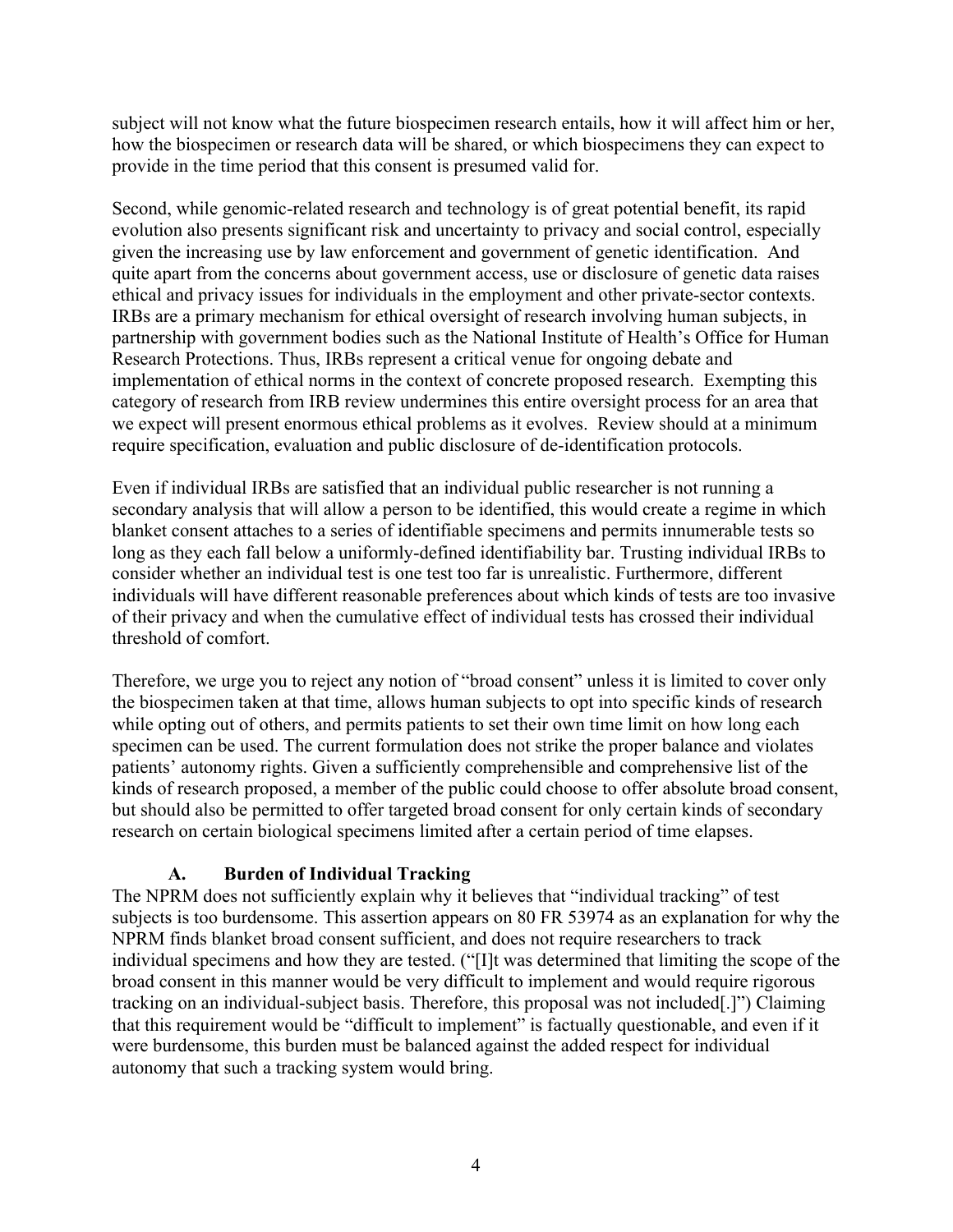subject will not know what the future biospecimen research entails, how it will affect him or her, how the biospecimen or research data will be shared, or which biospecimens they can expect to provide in the time period that this consent is presumed valid for.

Second, while genomic-related research and technology is of great potential benefit, its rapid evolution also presents significant risk and uncertainty to privacy and social control, especially given the increasing use by law enforcement and government of genetic identification. And quite apart from the concerns about government access, use or disclosure of genetic data raises ethical and privacy issues for individuals in the employment and other private-sector contexts. IRBs are a primary mechanism for ethical oversight of research involving human subjects, in partnership with government bodies such as the National Institute of Health's Office for Human Research Protections. Thus, IRBs represent a critical venue for ongoing debate and implementation of ethical norms in the context of concrete proposed research. Exempting this category of research from IRB review undermines this entire oversight process for an area that we expect will present enormous ethical problems as it evolves. Review should at a minimum require specification, evaluation and public disclosure of de-identification protocols.

Even if individual IRBs are satisfied that an individual public researcher is not running a secondary analysis that will allow a person to be identified, this would create a regime in which blanket consent attaches to a series of identifiable specimens and permits innumerable tests so long as they each fall below a uniformly-defined identifiability bar. Trusting individual IRBs to consider whether an individual test is one test too far is unrealistic. Furthermore, different individuals will have different reasonable preferences about which kinds of tests are too invasive of their privacy and when the cumulative effect of individual tests has crossed their individual threshold of comfort.

Therefore, we urge you to reject any notion of "broad consent" unless it is limited to cover only the biospecimen taken at that time, allows human subjects to opt into specific kinds of research while opting out of others, and permits patients to set their own time limit on how long each specimen can be used. The current formulation does not strike the proper balance and violates patients' autonomy rights. Given a sufficiently comprehensible and comprehensive list of the kinds of research proposed, a member of the public could choose to offer absolute broad consent, but should also be permitted to offer targeted broad consent for only certain kinds of secondary research on certain biological specimens limited after a certain period of time elapses.

### A. Burden of Individual Tracking

The NPRM does not sufficiently explain why it believes that "individual tracking" of test subjects is too burdensome. This assertion appears on 80 FR 53974 as an explanation for why the NPRM finds blanket broad consent sufficient, and does not require researchers to track individual specimens and how they are tested. ("[I]t was determined that limiting the scope of the broad consent in this manner would be very difficult to implement and would require rigorous tracking on an individual-subject basis. Therefore, this proposal was not included[.]") Claiming that this requirement would be "difficult to implement" is factually questionable, and even if it were burdensome, this burden must be balanced against the added respect for individual autonomy that such a tracking system would bring.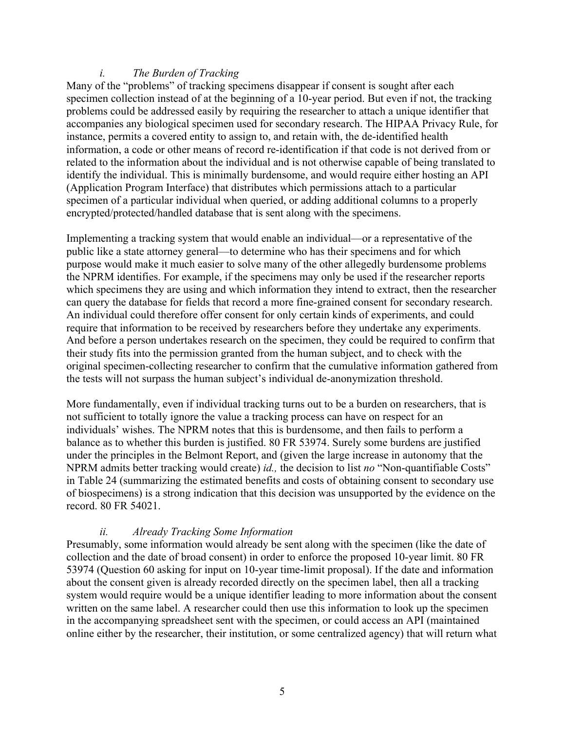### *i. The Burden of Tracking*

Many of the "problems" of tracking specimens disappear if consent is sought after each specimen collection instead of at the beginning of a 10-year period. But even if not, the tracking problems could be addressed easily by requiring the researcher to attach a unique identifier that accompanies any biological specimen used for secondary research. The HIPAA Privacy Rule, for instance, permits a covered entity to assign to, and retain with, the de-identified health information, a code or other means of record re-identification if that code is not derived from or related to the information about the individual and is not otherwise capable of being translated to identify the individual. This is minimally burdensome, and would require either hosting an API (Application Program Interface) that distributes which permissions attach to a particular specimen of a particular individual when queried, or adding additional columns to a properly encrypted/protected/handled database that is sent along with the specimens.

Implementing a tracking system that would enable an individual—or a representative of the public like a state attorney general—to determine who has their specimens and for which purpose would make it much easier to solve many of the other allegedly burdensome problems the NPRM identifies. For example, if the specimens may only be used if the researcher reports which specimens they are using and which information they intend to extract, then the researcher can query the database for fields that record a more fine-grained consent for secondary research. An individual could therefore offer consent for only certain kinds of experiments, and could require that information to be received by researchers before they undertake any experiments. And before a person undertakes research on the specimen, they could be required to confirm that their study fits into the permission granted from the human subject, and to check with the original specimen-collecting researcher to confirm that the cumulative information gathered from the tests will not surpass the human subject's individual de-anonymization threshold.

More fundamentally, even if individual tracking turns out to be a burden on researchers, that is not sufficient to totally ignore the value a tracking process can have on respect for an individuals' wishes. The NPRM notes that this is burdensome, and then fails to perform a balance as to whether this burden is justified. 80 FR 53974. Surely some burdens are justified under the principles in the Belmont Report, and (given the large increase in autonomy that the NPRM admits better tracking would create) *id.,* the decision to list *no* "Non-quantifiable Costs" in Table 24 (summarizing the estimated benefits and costs of obtaining consent to secondary use of biospecimens) is a strong indication that this decision was unsupported by the evidence on the record. 80 FR 54021.

### *ii. Already Tracking Some Information*

Presumably, some information would already be sent along with the specimen (like the date of collection and the date of broad consent) in order to enforce the proposed 10-year limit. 80 FR 53974 (Question 60 asking for input on 10-year time-limit proposal). If the date and information about the consent given is already recorded directly on the specimen label, then all a tracking system would require would be a unique identifier leading to more information about the consent written on the same label. A researcher could then use this information to look up the specimen in the accompanying spreadsheet sent with the specimen, or could access an API (maintained online either by the researcher, their institution, or some centralized agency) that will return what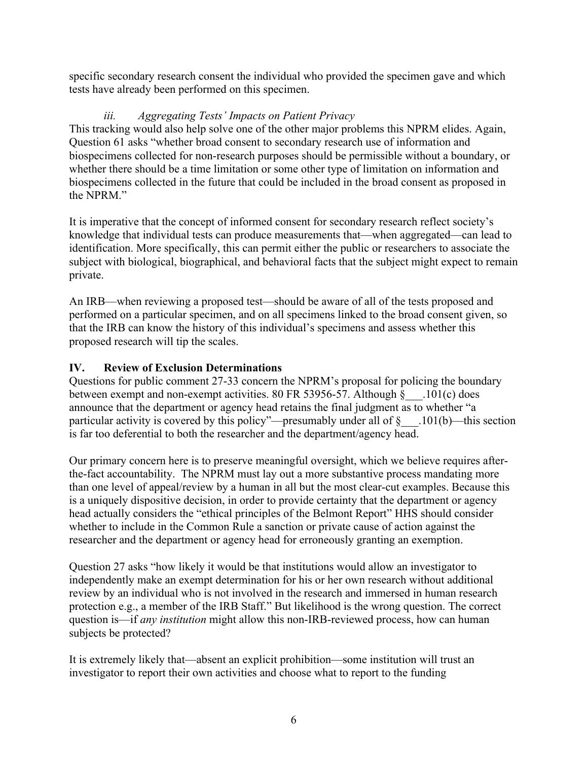specific secondary research consent the individual who provided the specimen gave and which tests have already been performed on this specimen.

### *iii. Aggregating Tests' Impacts on Patient Privacy*

This tracking would also help solve one of the other major problems this NPRM elides. Again, Question 61 asks "whether broad consent to secondary research use of information and biospecimens collected for non-research purposes should be permissible without a boundary, or whether there should be a time limitation or some other type of limitation on information and biospecimens collected in the future that could be included in the broad consent as proposed in the NPRM."

It is imperative that the concept of informed consent for secondary research reflect society's knowledge that individual tests can produce measurements that—when aggregated—can lead to identification. More specifically, this can permit either the public or researchers to associate the subject with biological, biographical, and behavioral facts that the subject might expect to remain private.

An IRB—when reviewing a proposed test—should be aware of all of the tests proposed and performed on a particular specimen, and on all specimens linked to the broad consent given, so that the IRB can know the history of this individual's specimens and assess whether this proposed research will tip the scales.

## IV. Review of Exclusion Determinations

Questions for public comment 27-33 concern the NPRM's proposal for policing the boundary between exempt and non-exempt activities. 80 FR 53956-57. Although §___.101(c) does announce that the department or agency head retains the final judgment as to whether "a particular activity is covered by this policy"—presumably under all of §___.101(b)—this section is far too deferential to both the researcher and the department/agency head.

Our primary concern here is to preserve meaningful oversight, which we believe requires after-the-fact accountability. The NPRM must lay out a more substantive process mandating more than one level of appeal/review by a human in all but the most clear-cut examples. Because this is a uniquely dispositive decision, in order to provide certainty that the department or agency head actually considers the "ethical principles of the Belmont Report" HHS should consider whether to include in the Common Rule a sanction or private cause of action against the researcher and the department or agency head for erroneously granting an exemption.

Question 27 asks "how likely it would be that institutions would allow an investigator to independently make an exempt determination for his or her own research without additional review by an individual who is not involved in the research and immersed in human research protection e.g., a member of the IRB Staff." But likelihood is the wrong question. The correct question is—if *any institution* might allow this non-IRB-reviewed process, how can human subjects be protected?

It is extremely likely that—absent an explicit prohibition—some institution will trust an investigator to report their own activities and choose what to report to the funding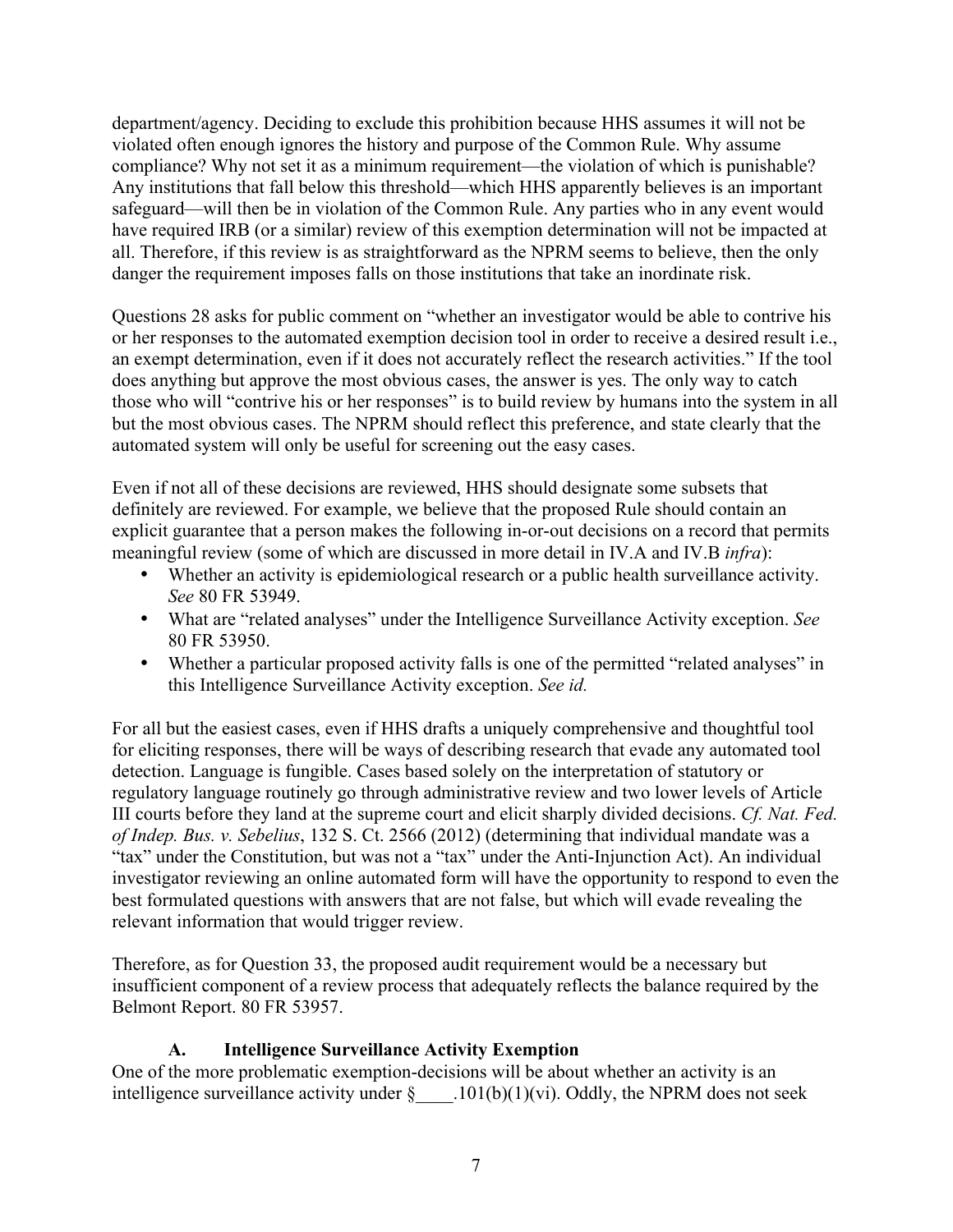department/agency. Deciding to exclude this prohibition because HHS assumes it will not be violated often enough ignores the history and purpose of the Common Rule. Why assume compliance? Why not set it as a minimum requirement—the violation of which is punishable? Any institutions that fall below this threshold—which HHS apparently believes is an important safeguard—will then be in violation of the Common Rule. Any parties who in any event would have required IRB (or a similar) review of this exemption determination will not be impacted at all. Therefore, if this review is as straightforward as the NPRM seems to believe, then the only danger the requirement imposes falls on those institutions that take an inordinate risk.

Questions 28 asks for public comment on "whether an investigator would be able to contrive his or her responses to the automated exemption decision tool in order to receive a desired result i.e., an exempt determination, even if it does not accurately reflect the research activities." If the tool does anything but approve the most obvious cases, the answer is yes. The only way to catch those who will "contrive his or her responses" is to build review by humans into the system in all but the most obvious cases. The NPRM should reflect this preference, and state clearly that the automated system will only be useful for screening out the easy cases.

Even if not all of these decisions are reviewed, HHS should designate some subsets that definitely are reviewed. For example, we believe that the proposed Rule should contain an explicit guarantee that a person makes the following in-or-out decisions on a record that permits meaningful review (some of which are discussed in more detail in IV.A and IV.B *infra*):

- Whether an activity is epidemiological research or a public health surveillance activity. *See* 80 FR 53949.
- What are "related analyses" under the Intelligence Surveillance Activity exception. *See* 80 FR 53950.
- Whether a particular proposed activity falls is one of the permitted "related analyses" in this Intelligence Surveillance Activity exception. *See id.*

For all but the easiest cases, even if HHS drafts a uniquely comprehensive and thoughtful tool for eliciting responses, there will be ways of describing research that evade any automated tool detection. Language is fungible. Cases based solely on the interpretation of statutory or regulatory language routinely go through administrative review and two lower levels of Article III courts before they land at the supreme court and elicit sharply divided decisions. *Cf. Nat. Fed. of Indep. Bus. v. Sebelius*, 132 S. Ct. 2566 (2012) (determining that individual mandate was a "tax" under the Constitution, but was not a "tax" under the Anti-Injunction Act). An individual investigator reviewing an online automated form will have the opportunity to respond to even the best formulated questions with answers that are not false, but which will evade revealing the relevant information that would trigger review.

Therefore, as for Question 33, the proposed audit requirement would be a necessary but insufficient component of a review process that adequately reflects the balance required by the Belmont Report. 80 FR 53957.

### A. Intelligence Surveillance Activity Exemption

One of the more problematic exemption-decisions will be about whether an activity is an intelligence surveillance activity under §____.101(b)(1)(vi). Oddly, the NPRM does not seek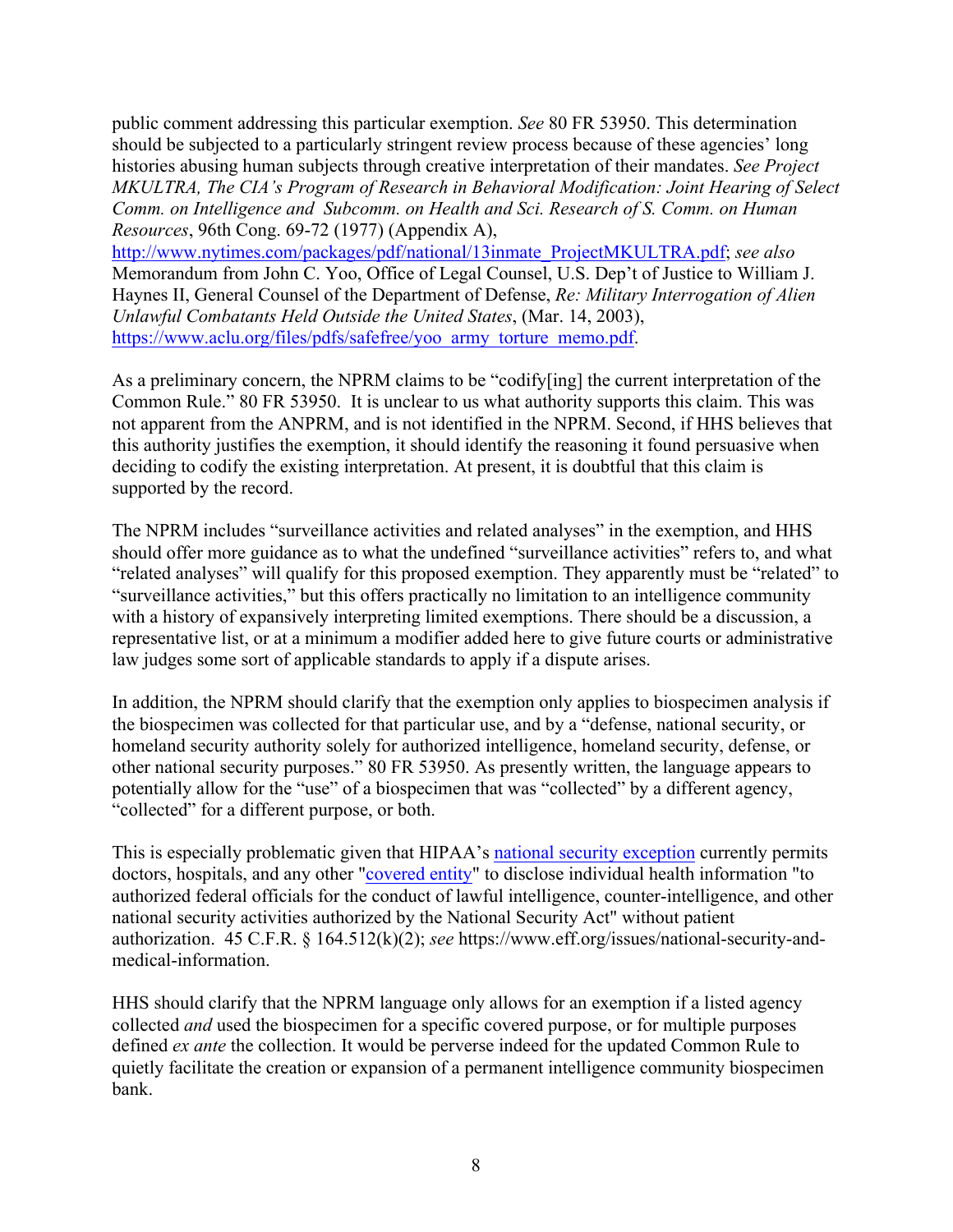public comment addressing this particular exemption. *See* 80 FR 53950. This determination should be subjected to a particularly stringent review process because of these agencies' long histories abusing human subjects through creative interpretation of their mandates. *See Project MKULTRA, The CIA's Program of Research in Behavioral Modification: Joint Hearing of Select Comm. on Intelligence and Subcomm. on Health and Sci. Research of S. Comm. on Human Resources*, 96th Cong. 69-72 (1977) (Appendix A), http://www.nytimes.com/packages/pdf/national/13inmate_ProjectMKULTRA.pdf; *see also* Memorandum from John C. Yoo, Office of Legal Counsel, U.S. Dep't of Justice to William J. Haynes II, General Counsel of the Department of Defense, *Re: Military Interrogation of Alien Unlawful Combatants Held Outside the United States*, (Mar. 14, 2003), https://www.aclu.org/files/pdfs/safefree/yoo_army_torture_memo.pdf.

As a preliminary concern, the NPRM claims to be "codify[ing] the current interpretation of the Common Rule." 80 FR 53950. It is unclear to us what authority supports this claim. This was not apparent from the ANPRM, and is not identified in the NPRM. Second, if HHS believes that this authority justifies the exemption, it should identify the reasoning it found persuasive when deciding to codify the existing interpretation. At present, it is doubtful that this claim is supported by the record.

The NPRM includes "surveillance activities and related analyses" in the exemption, and HHS should offer more guidance as to what the undefined "surveillance activities" refers to, and what "related analyses" will qualify for this proposed exemption. They apparently must be "related" to "surveillance activities," but this offers practically no limitation to an intelligence community with a history of expansively interpreting limited exemptions. There should be a discussion, a representative list, or at a minimum a modifier added here to give future courts or administrative law judges some sort of applicable standards to apply if a dispute arises.

In addition, the NPRM should clarify that the exemption only applies to biospecimen analysis if the biospecimen was collected for that particular use, and by a "defense, national security, or homeland security authority solely for authorized intelligence, homeland security, defense, or other national security purposes." 80 FR 53950. As presently written, the language appears to potentially allow for the "use" of a biospecimen that was "collected" by a different agency, "collected" for a different purpose, or both.

This is especially problematic given that HIPAA's national security exception currently permits doctors, hospitals, and any other "covered entity" to disclose individual health information "to authorized federal officials for the conduct of lawful intelligence, counter-intelligence, and other national security activities authorized by the National Security Act" without patient authorization. 45 C.F.R. § 164.512(k)(2); *see* https://www.eff.org/issues/national-security-and-medical-information.

HHS should clarify that the NPRM language only allows for an exemption if a listed agency collected *and* used the biospecimen for a specific covered purpose, or for multiple purposes defined *ex ante* the collection. It would be perverse indeed for the updated Common Rule to quietly facilitate the creation or expansion of a permanent intelligence community biospecimen bank.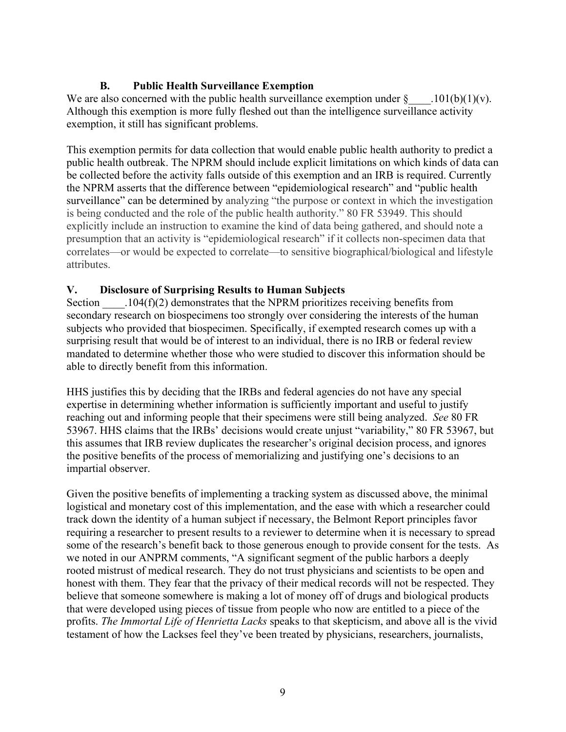### B. Public Health Surveillance Exemption

We are also concerned with the public health surveillance exemption under §____.101(b)(1)(v). Although this exemption is more fully fleshed out than the intelligence surveillance activity exemption, it still has significant problems.

This exemption permits for data collection that would enable public health authority to predict a public health outbreak. The NPRM should include explicit limitations on which kinds of data can be collected before the activity falls outside of this exemption and an IRB is required. Currently the NPRM asserts that the difference between "epidemiological research" and "public health surveillance" can be determined by analyzing "the purpose or context in which the investigation is being conducted and the role of the public health authority." 80 FR 53949. This should explicitly include an instruction to examine the kind of data being gathered, and should note a presumption that an activity is "epidemiological research" if it collects non-specimen data that correlates—or would be expected to correlate—to sensitive biographical/biological and lifestyle attributes.

## V. Disclosure of Surprising Results to Human Subjects

Section ____.104(f)(2) demonstrates that the NPRM prioritizes receiving benefits from secondary research on biospecimens too strongly over considering the interests of the human subjects who provided that biospecimen. Specifically, if exempted research comes up with a surprising result that would be of interest to an individual, there is no IRB or federal review mandated to determine whether those who were studied to discover this information should be able to directly benefit from this information.

HHS justifies this by deciding that the IRBs and federal agencies do not have any special expertise in determining whether information is sufficiently important and useful to justify reaching out and informing people that their specimens were still being analyzed. *See* 80 FR 53967. HHS claims that the IRBs' decisions would create unjust "variability," 80 FR 53967, but this assumes that IRB review duplicates the researcher's original decision process, and ignores the positive benefits of the process of memorializing and justifying one's decisions to an impartial observer.

Given the positive benefits of implementing a tracking system as discussed above, the minimal logistical and monetary cost of this implementation, and the ease with which a researcher could track down the identity of a human subject if necessary, the Belmont Report principles favor requiring a researcher to present results to a reviewer to determine when it is necessary to spread some of the research's benefit back to those generous enough to provide consent for the tests. As we noted in our ANPRM comments, "A significant segment of the public harbors a deeply rooted mistrust of medical research. They do not trust physicians and scientists to be open and honest with them. They fear that the privacy of their medical records will not be respected. They believe that someone somewhere is making a lot of money off of drugs and biological products that were developed using pieces of tissue from people who now are entitled to a piece of the profits. *The Immortal Life of Henrietta Lacks* speaks to that skepticism, and above all is the vivid testament of how the Lackses feel they've been treated by physicians, researchers, journalists,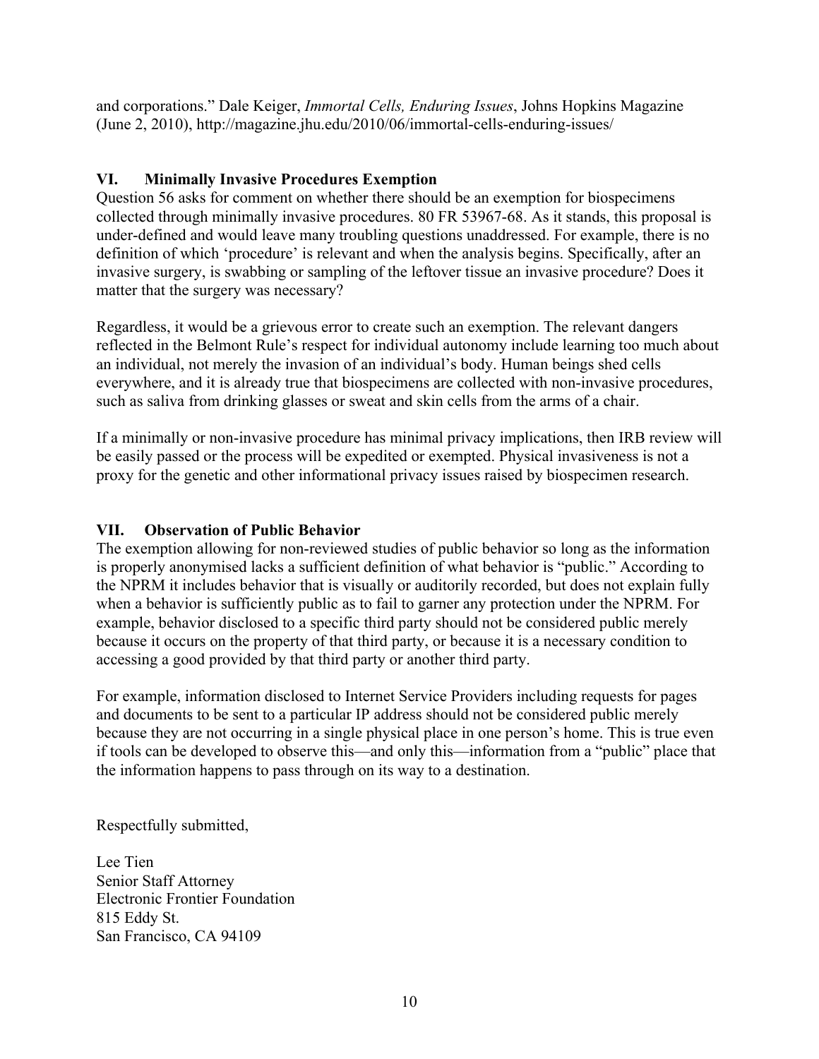and corporations." Dale Keiger, *Immortal Cells, Enduring Issues*, Johns Hopkins Magazine (June 2, 2010), http://magazine.jhu.edu/2010/06/immortal-cells-enduring-issues/

## VI. Minimally Invasive Procedures Exemption

Question 56 asks for comment on whether there should be an exemption for biospecimens collected through minimally invasive procedures. 80 FR 53967-68. As it stands, this proposal is under-defined and would leave many troubling questions unaddressed. For example, there is no definition of which 'procedure' is relevant and when the analysis begins. Specifically, after an invasive surgery, is swabbing or sampling of the leftover tissue an invasive procedure? Does it matter that the surgery was necessary?

Regardless, it would be a grievous error to create such an exemption. The relevant dangers reflected in the Belmont Rule's respect for individual autonomy include learning too much about an individual, not merely the invasion of an individual's body. Human beings shed cells everywhere, and it is already true that biospecimens are collected with non-invasive procedures, such as saliva from drinking glasses or sweat and skin cells from the arms of a chair.

If a minimally or non-invasive procedure has minimal privacy implications, then IRB review will be easily passed or the process will be expedited or exempted. Physical invasiveness is not a proxy for the genetic and other informational privacy issues raised by biospecimen research.

## VII. Observation of Public Behavior

The exemption allowing for non-reviewed studies of public behavior so long as the information is properly anonymised lacks a sufficient definition of what behavior is "public." According to the NPRM it includes behavior that is visually or auditorily recorded, but does not explain fully when a behavior is sufficiently public as to fail to garner any protection under the NPRM. For example, behavior disclosed to a specific third party should not be considered public merely because it occurs on the property of that third party, or because it is a necessary condition to accessing a good provided by that third party or another third party.

For example, information disclosed to Internet Service Providers including requests for pages and documents to be sent to a particular IP address should not be considered public merely because they are not occurring in a single physical place in one person's home. This is true even if tools can be developed to observe this—and only this—information from a "public" place that the information happens to pass through on its way to a destination.

Respectfully submitted,

Lee Tien
Senior Staff Attorney
Electronic Frontier Foundation
815 Eddy St.
San Francisco, CA 94109